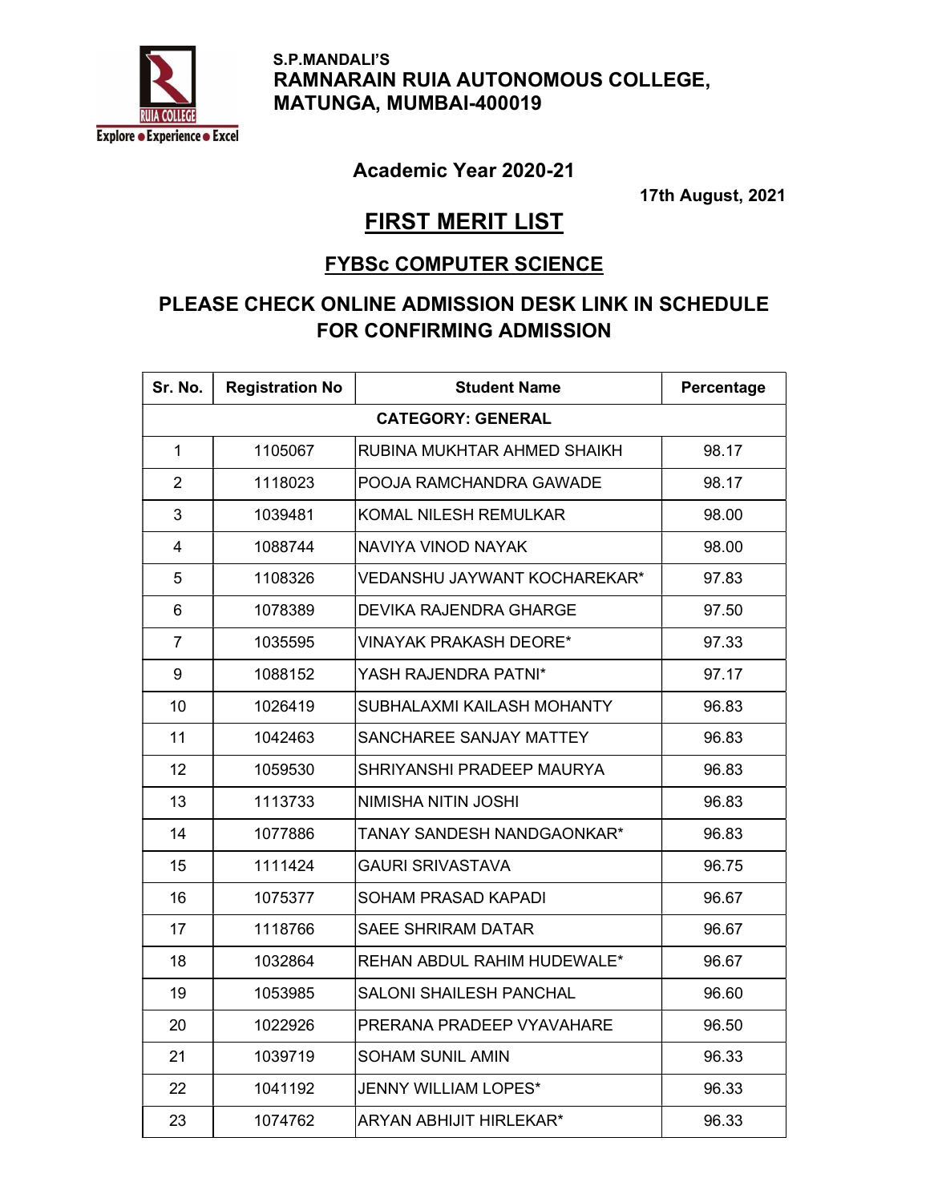S.P.MANDALI'S

**RAMNARAIN RUIA AUTONOMOUS COLLEGE, MATUNGA, MUMBAI-400019**

## Academic Year 2020-21

**17th August, 2021**

# FIRST MERIT LIST

## FYBSc COMPUTER SCIENCE

## PLEASE CHECK ONLINE ADMISSION DESK LINK IN SCHEDULE FOR CONFIRMING ADMISSION

| Sr. No. | Registration No | Student Name | Percentage |
|---|---|---|---|
| **CATEGORY: GENERAL** | | | |
| 1 | 1105067 | RUBINA MUKHTAR AHMED SHAIKH | 98.17 |
| 2 | 1118023 | POOJA RAMCHANDRA GAWADE | 98.17 |
| 3 | 1039481 | KOMAL NILESH REMULKAR | 98.00 |
| 4 | 1088744 | NAVIYA VINOD NAYAK | 98.00 |
| 5 | 1108326 | VEDANSHU JAYWANT KOCHAREKAR* | 97.83 |
| 6 | 1078389 | DEVIKA RAJENDRA GHARGE | 97.50 |
| 7 | 1035595 | VINAYAK PRAKASH DEORE* | 97.33 |
| 9 | 1088152 | YASH RAJENDRA PATNI* | 97.17 |
| 10 | 1026419 | SUBHALAXMI KAILASH MOHANTY | 96.83 |
| 11 | 1042463 | SANCHAREE SANJAY MATTEY | 96.83 |
| 12 | 1059530 | SHRIYANSHI PRADEEP MAURYA | 96.83 |
| 13 | 1113733 | NIMISHA NITIN JOSHI | 96.83 |
| 14 | 1077886 | TANAY SANDESH NANDGAONKAR* | 96.83 |
| 15 | 1111424 | GAURI SRIVASTAVA | 96.75 |
| 16 | 1075377 | SOHAM PRASAD KAPADI | 96.67 |
| 17 | 1118766 | SAEE SHRIRAM DATAR | 96.67 |
| 18 | 1032864 | REHAN ABDUL RAHIM HUDEWALE* | 96.67 |
| 19 | 1053985 | SALONI SHAILESH PANCHAL | 96.60 |
| 20 | 1022926 | PRERANA PRADEEP VYAVAHARE | 96.50 |
| 21 | 1039719 | SOHAM SUNIL AMIN | 96.33 |
| 22 | 1041192 | JENNY WILLIAM LOPES* | 96.33 |
| 23 | 1074762 | ARYAN ABHIJIT HIRLEKAR* | 96.33 |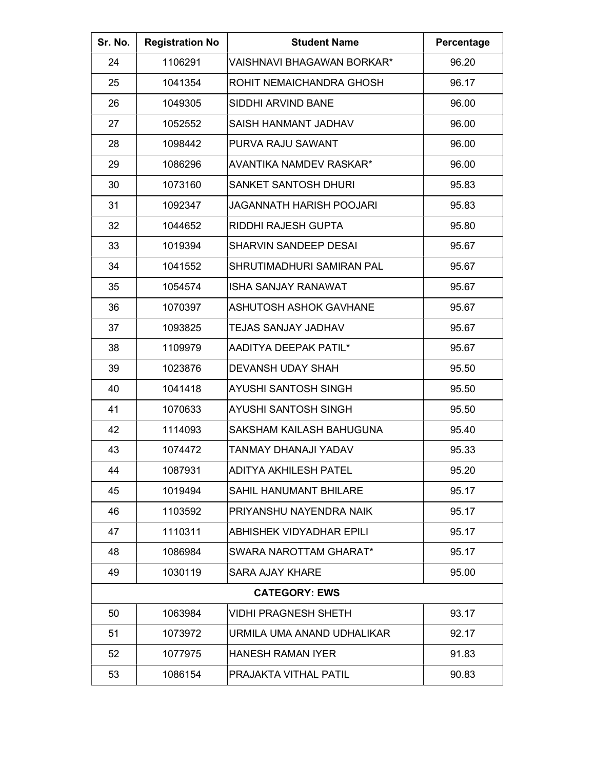| Sr. No. | Registration No | Student Name | Percentage |
|---|---|---|---|
| 24 | 1106291 | VAISHNAVI BHAGAWAN BORKAR* | 96.20 |
| 25 | 1041354 | ROHIT NEMAICHANDRA GHOSH | 96.17 |
| 26 | 1049305 | SIDDHI ARVIND BANE | 96.00 |
| 27 | 1052552 | SAISH HANMANT JADHAV | 96.00 |
| 28 | 1098442 | PURVA RAJU SAWANT | 96.00 |
| 29 | 1086296 | AVANTIKA NAMDEV RASKAR* | 96.00 |
| 30 | 1073160 | SANKET SANTOSH DHURI | 95.83 |
| 31 | 1092347 | JAGANNATH HARISH POOJARI | 95.83 |
| 32 | 1044652 | RIDDHI RAJESH GUPTA | 95.80 |
| 33 | 1019394 | SHARVIN SANDEEP DESAI | 95.67 |
| 34 | 1041552 | SHRUTIMADHURI SAMIRAN PAL | 95.67 |
| 35 | 1054574 | ISHA SANJAY RANAWAT | 95.67 |
| 36 | 1070397 | ASHUTOSH ASHOK GAVHANE | 95.67 |
| 37 | 1093825 | TEJAS SANJAY JADHAV | 95.67 |
| 38 | 1109979 | AADITYA DEEPAK PATIL* | 95.67 |
| 39 | 1023876 | DEVANSH UDAY SHAH | 95.50 |
| 40 | 1041418 | AYUSHI SANTOSH SINGH | 95.50 |
| 41 | 1070633 | AYUSHI SANTOSH SINGH | 95.50 |
| 42 | 1114093 | SAKSHAM KAILASH BAHUGUNA | 95.40 |
| 43 | 1074472 | TANMAY DHANAJI YADAV | 95.33 |
| 44 | 1087931 | ADITYA AKHILESH PATEL | 95.20 |
| 45 | 1019494 | SAHIL HANUMANT BHILARE | 95.17 |
| 46 | 1103592 | PRIYANSHU NAYENDRA NAIK | 95.17 |
| 47 | 1110311 | ABHISHEK VIDYADHAR EPILI | 95.17 |
| 48 | 1086984 | SWARA NAROTTAM GHARAT* | 95.17 |
| 49 | 1030119 | SARA AJAY KHARE | 95.00 |
| **CATEGORY: EWS** | | | |
| 50 | 1063984 | VIDHI PRAGNESH SHETH | 93.17 |
| 51 | 1073972 | URMILA UMA ANAND UDHALIKAR | 92.17 |
| 52 | 1077975 | HANESH RAMAN IYER | 91.83 |
| 53 | 1086154 | PRAJAKTA VITHAL PATIL | 90.83 |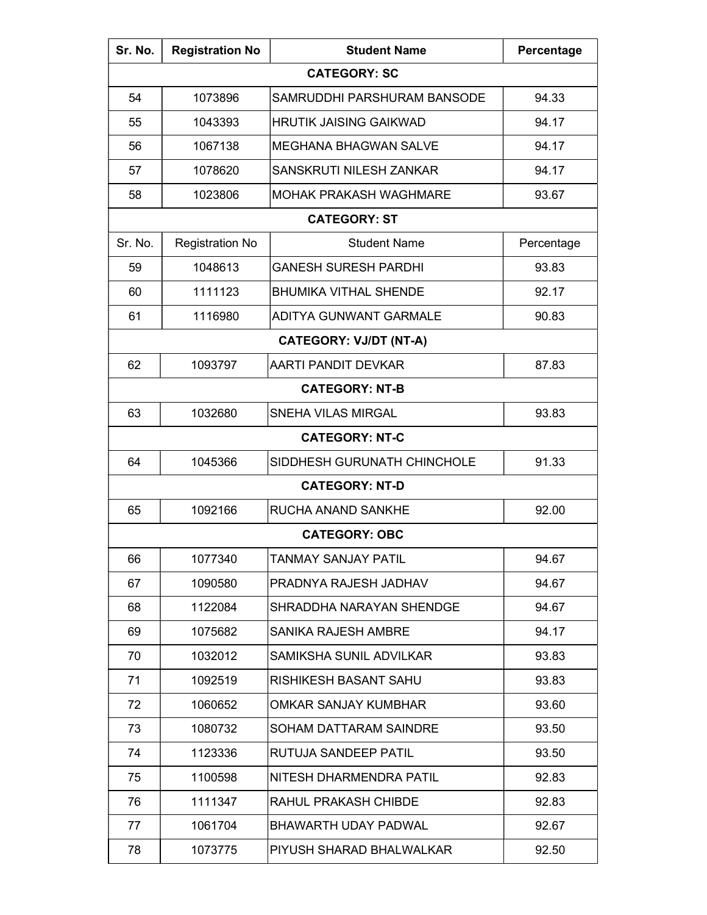| Sr. No. | Registration No | Student Name | Percentage |
|---|---|---|---|
| **CATEGORY: SC** | | | |
| 54 | 1073896 | SAMRUDDHI PARSHURAM BANSODE | 94.33 |
| 55 | 1043393 | HRUTIK JAISING GAIKWAD | 94.17 |
| 56 | 1067138 | MEGHANA BHAGWAN SALVE | 94.17 |
| 57 | 1078620 | SANSKRUTI NILESH ZANKAR | 94.17 |
| 58 | 1023806 | MOHAK PRAKASH WAGHMARE | 93.67 |
| **CATEGORY: ST** | | | |
| Sr. No. | Registration No | Student Name | Percentage |
| 59 | 1048613 | GANESH SURESH PARDHI | 93.83 |
| 60 | 1111123 | BHUMIKA VITHAL SHENDE | 92.17 |
| 61 | 1116980 | ADITYA GUNWANT GARMALE | 90.83 |
| **CATEGORY: VJ/DT (NT-A)** | | | |
| 62 | 1093797 | AARTI PANDIT DEVKAR | 87.83 |
| **CATEGORY: NT-B** | | | |
| 63 | 1032680 | SNEHA VILAS MIRGAL | 93.83 |
| **CATEGORY: NT-C** | | | |
| 64 | 1045366 | SIDDHESH GURUNATH CHINCHOLE | 91.33 |
| **CATEGORY: NT-D** | | | |
| 65 | 1092166 | RUCHA ANAND SANKHE | 92.00 |
| **CATEGORY: OBC** | | | |
| 66 | 1077340 | TANMAY SANJAY PATIL | 94.67 |
| 67 | 1090580 | PRADNYA RAJESH JADHAV | 94.67 |
| 68 | 1122084 | SHRADDHA NARAYAN SHENDGE | 94.67 |
| 69 | 1075682 | SANIKA RAJESH AMBRE | 94.17 |
| 70 | 1032012 | SAMIKSHA SUNIL ADVILKAR | 93.83 |
| 71 | 1092519 | RISHIKESH BASANT SAHU | 93.83 |
| 72 | 1060652 | OMKAR SANJAY KUMBHAR | 93.60 |
| 73 | 1080732 | SOHAM DATTARAM SAINDRE | 93.50 |
| 74 | 1123336 | RUTUJA SANDEEP PATIL | 93.50 |
| 75 | 1100598 | NITESH DHARMENDRA PATIL | 92.83 |
| 76 | 1111347 | RAHUL PRAKASH CHIBDE | 92.83 |
| 77 | 1061704 | BHAWARTH UDAY PADWAL | 92.67 |
| 78 | 1073775 | PIYUSH SHARAD BHALWALKAR | 92.50 |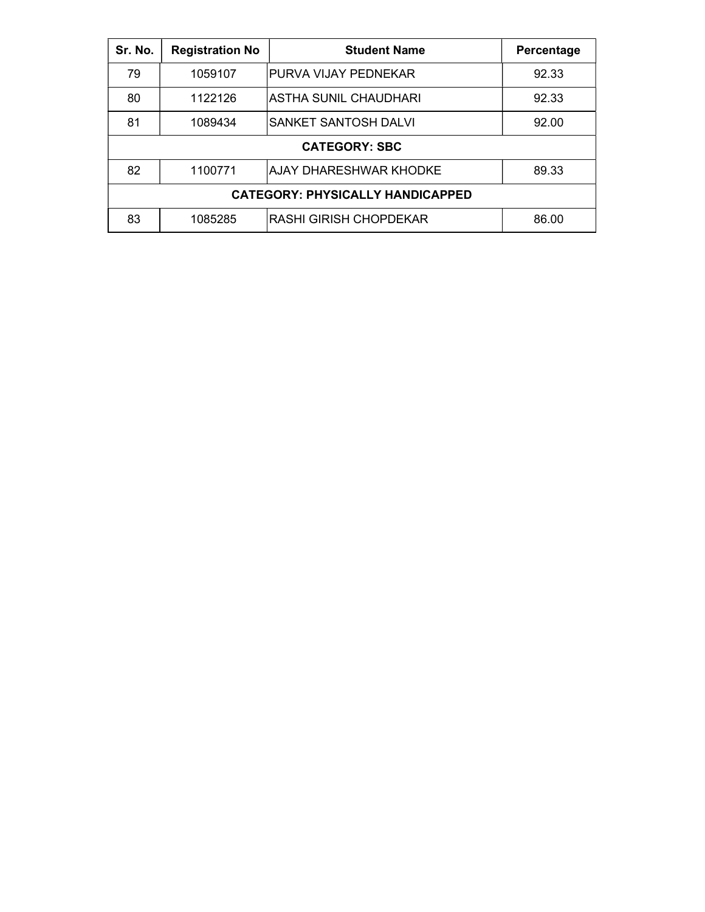| Sr. No. | Registration No | Student Name | Percentage |
| --- | --- | --- | --- |
| 79 | 1059107 | PURVA VIJAY PEDNEKAR | 92.33 |
| 80 | 1122126 | ASTHA SUNIL CHAUDHARI | 92.33 |
| 81 | 1089434 | SANKET SANTOSH DALVI | 92.00 |
| **CATEGORY: SBC** | | | |
| 82 | 1100771 | AJAY DHARESHWAR KHODKE | 89.33 |
| **CATEGORY: PHYSICALLY HANDICAPPED** | | | |
| 83 | 1085285 | RASHI GIRISH CHOPDEKAR | 86.00 |